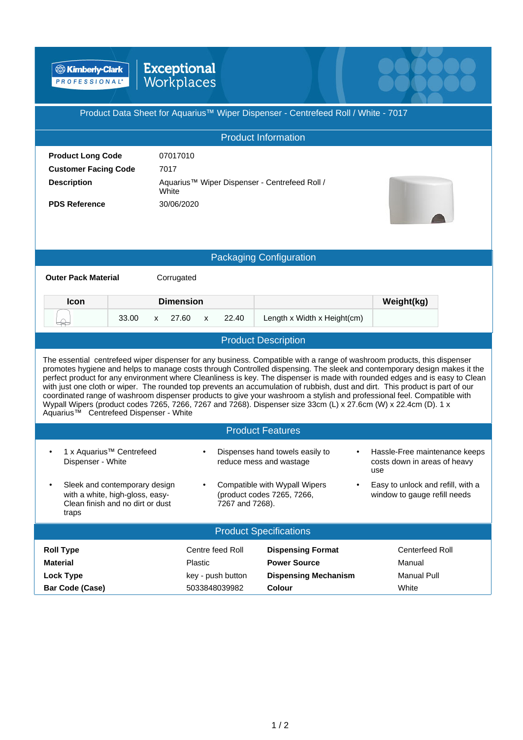Kimberly-Clark PROFESSIONAL

Exceptional Workplaces

# Product Data Sheet for Aquarius™ Wiper Dispenser - Centrefeed Roll / White - 7017

## Product Information

| | |
|---|---|
| **Product Long Code** | 07017010 |
| **Customer Facing Code** | 7017 |
| **Description** | Aquarius™ Wiper Dispenser - Centrefeed Roll / White |
| **PDS Reference** | 30/06/2020 |

## Packaging Configuration

**Outer Pack Material** Corrugated

| Icon | Dimension | | | | | | Weight(kg) |
|---|---|---|---|---|---|---|---|
| | 33.00 | x | 27.60 | x | 22.40 | Length x Width x Height(cm) | |

## Product Description

The essential centrefeed wiper dispenser for any business. Compatible with a range of washroom products, this dispenser promotes hygiene and helps to manage costs through Controlled dispensing. The sleek and contemporary design makes it the perfect product for any environment where Cleanliness is key. The dispenser is made with rounded edges and is easy to Clean with just one cloth or wiper. The rounded top prevents an accumulation of rubbish, dust and dirt. This product is part of our coordinated range of washroom dispenser products to give your washroom a stylish and professional feel. Compatible with Wypall Wipers (product codes 7265, 7266, 7267 and 7268). Dispenser size 33cm (L) x 27.6cm (W) x 22.4cm (D). 1 x Aquarius™ Centrefeed Dispenser - White

## Product Features

- 1 x Aquarius™ Centrefeed Dispenser - White
- Dispenses hand towels easily to reduce mess and wastage
- Hassle-Free maintenance keeps costs down in areas of heavy use
- Sleek and contemporary design with a white, high-gloss, easy-Clean finish and no dirt or dust traps
- Compatible with Wypall Wipers (product codes 7265, 7266, 7267 and 7268).
- Easy to unlock and refill, with a window to gauge refill needs

## Product Specifications

| | | | |
|---|---|---|---|
| **Roll Type** | Centre feed Roll | **Dispensing Format** | Centerfeed Roll |
| **Material** | Plastic | **Power Source** | Manual |
| **Lock Type** | key - push button | **Dispensing Mechanism** | Manual Pull |
| **Bar Code (Case)** | 5033848039982 | **Colour** | White |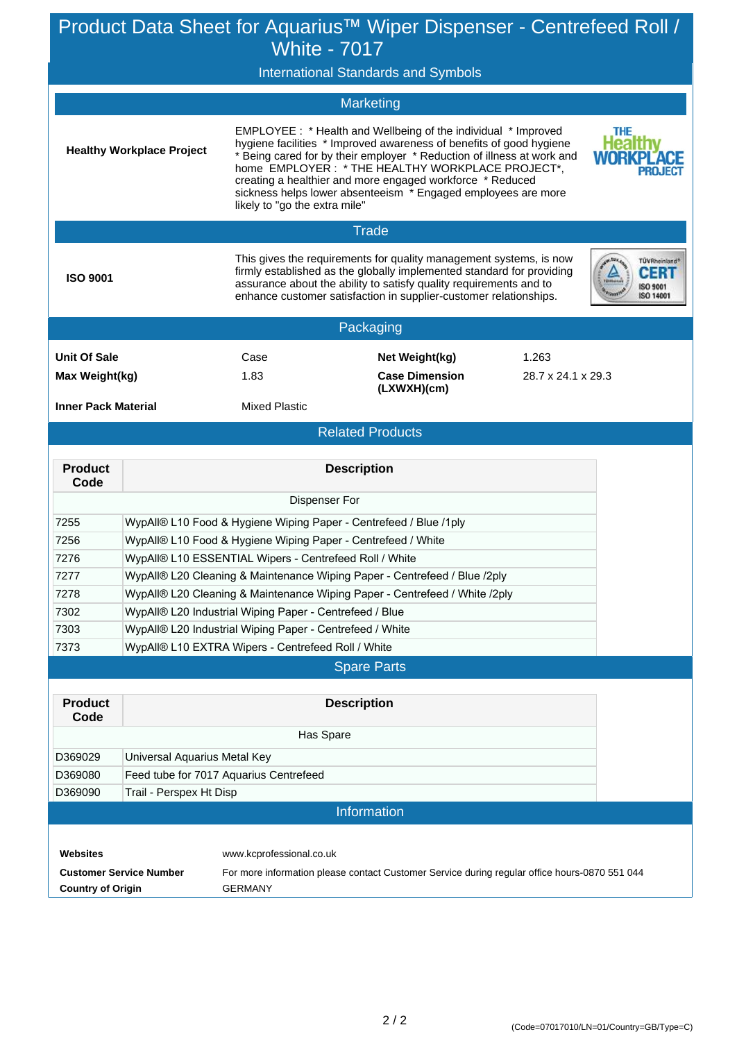# Product Data Sheet for Aquarius™ Wiper Dispenser - Centrefeed Roll / White - 7017

International Standards and Symbols

## Marketing

| | |
|---|---|
| **Healthy Workplace Project** | EMPLOYEE : * Health and Wellbeing of the individual * Improved hygiene facilities * Improved awareness of benefits of good hygiene * Being cared for by their employer * Reduction of illness at work and home EMPLOYER : * THE HEALTHY WORKPLACE PROJECT*, creating a healthier and more engaged workforce * Reduced sickness helps lower absenteeism * Engaged employees are more likely to "go the extra mile" |

## Trade

| | |
|---|---|
| **ISO 9001** | This gives the requirements for quality management systems, is now firmly established as the globally implemented standard for providing assurance about the ability to satisfy quality requirements and to enhance customer satisfaction in supplier-customer relationships. |

## Packaging

| | | | |
|---|---|---|---|
| **Unit Of Sale** | Case | **Net Weight(kg)** | 1.263 |
| **Max Weight(kg)** | 1.83 | **Case Dimension (LXWXH)(cm)** | 28.7 x 24.1 x 29.3 |
| **Inner Pack Material** | Mixed Plastic | | |

## Related Products

| Product Code | Description |
|---|---|
| | Dispenser For |
| 7255 | WypAll® L10 Food & Hygiene Wiping Paper - Centrefeed / Blue /1ply |
| 7256 | WypAll® L10 Food & Hygiene Wiping Paper - Centrefeed / White |
| 7276 | WypAll® L10 ESSENTIAL Wipers - Centrefeed Roll / White |
| 7277 | WypAll® L20 Cleaning & Maintenance Wiping Paper - Centrefeed / Blue /2ply |
| 7278 | WypAll® L20 Cleaning & Maintenance Wiping Paper - Centrefeed / White /2ply |
| 7302 | WypAll® L20 Industrial Wiping Paper - Centrefeed / Blue |
| 7303 | WypAll® L20 Industrial Wiping Paper - Centrefeed / White |
| 7373 | WypAll® L10 EXTRA Wipers - Centrefeed Roll / White |

## Spare Parts

| Product Code | Description |
|---|---|
| | Has Spare |
| D369029 | Universal Aquarius Metal Key |
| D369080 | Feed tube for 7017 Aquarius Centrefeed |
| D369090 | Trail - Perspex Ht Disp |

## Information

| | |
|---|---|
| **Websites** | www.kcprofessional.co.uk |
| **Customer Service Number** | For more information please contact Customer Service during regular office hours-0870 551 044 |
| **Country of Origin** | GERMANY |

(Code=07017010/LN=01/Country=GB/Type=C)